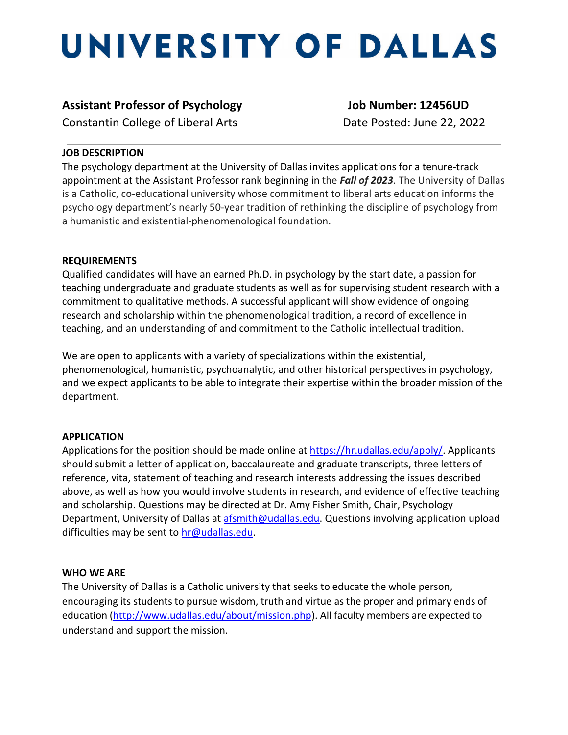# UNIVERSITY OF DALLAS

**Assistant Professor of Psychology** **Job Number: 12456UD**

Constantin College of Liberal Arts Date Posted: June 22, 2022

---

**JOB DESCRIPTION**

The psychology department at the University of Dallas invites applications for a tenure-track appointment at the Assistant Professor rank beginning in the ***Fall of 2023***. The University of Dallas is a Catholic, co-educational university whose commitment to liberal arts education informs the psychology department's nearly 50-year tradition of rethinking the discipline of psychology from a humanistic and existential-phenomenological foundation.

**REQUIREMENTS**

Qualified candidates will have an earned Ph.D. in psychology by the start date, a passion for teaching undergraduate and graduate students as well as for supervising student research with a commitment to qualitative methods. A successful applicant will show evidence of ongoing research and scholarship within the phenomenological tradition, a record of excellence in teaching, and an understanding of and commitment to the Catholic intellectual tradition.

We are open to applicants with a variety of specializations within the existential, phenomenological, humanistic, psychoanalytic, and other historical perspectives in psychology, and we expect applicants to be able to integrate their expertise within the broader mission of the department.

**APPLICATION**

Applications for the position should be made online at https://hr.udallas.edu/apply/. Applicants should submit a letter of application, baccalaureate and graduate transcripts, three letters of reference, vita, statement of teaching and research interests addressing the issues described above, as well as how you would involve students in research, and evidence of effective teaching and scholarship. Questions may be directed at Dr. Amy Fisher Smith, Chair, Psychology Department, University of Dallas at afsmith@udallas.edu. Questions involving application upload difficulties may be sent to hr@udallas.edu.

**WHO WE ARE**

The University of Dallas is a Catholic university that seeks to educate the whole person, encouraging its students to pursue wisdom, truth and virtue as the proper and primary ends of education (http://www.udallas.edu/about/mission.php). All faculty members are expected to understand and support the mission.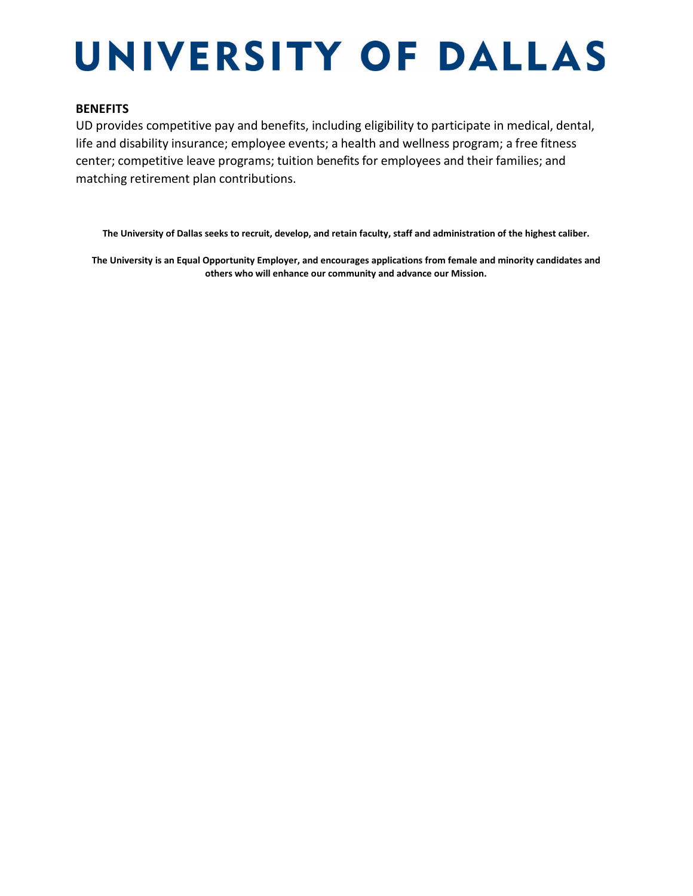# UNIVERSITY OF DALLAS

**BENEFITS**

UD provides competitive pay and benefits, including eligibility to participate in medical, dental, life and disability insurance; employee events; a health and wellness program; a free fitness center; competitive leave programs; tuition benefits for employees and their families; and matching retirement plan contributions.

**The University of Dallas seeks to recruit, develop, and retain faculty, staff and administration of the highest caliber.**

**The University is an Equal Opportunity Employer, and encourages applications from female and minority candidates and others who will enhance our community and advance our Mission.**